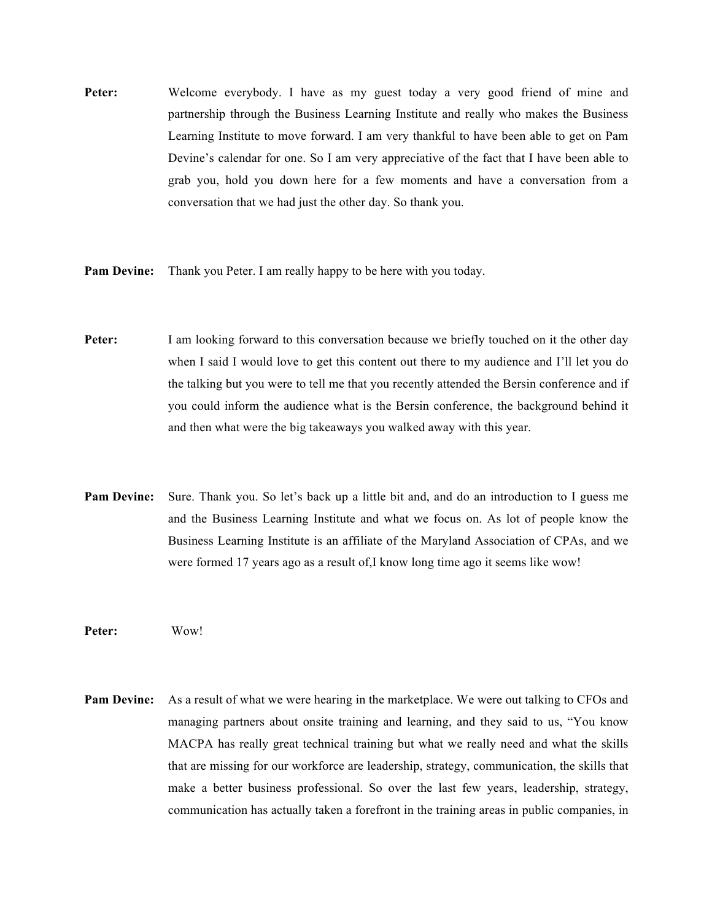**Peter:** Welcome everybody. I have as my guest today a very good friend of mine and partnership through the Business Learning Institute and really who makes the Business Learning Institute to move forward. I am very thankful to have been able to get on Pam Devine's calendar for one. So I am very appreciative of the fact that I have been able to grab you, hold you down here for a few moments and have a conversation from a conversation that we had just the other day. So thank you.

**Pam Devine:** Thank you Peter. I am really happy to be here with you today.

**Peter:** I am looking forward to this conversation because we briefly touched on it the other day when I said I would love to get this content out there to my audience and I'll let you do the talking but you were to tell me that you recently attended the Bersin conference and if you could inform the audience what is the Bersin conference, the background behind it and then what were the big takeaways you walked away with this year.

**Pam Devine:** Sure. Thank you. So let's back up a little bit and, and do an introduction to I guess me and the Business Learning Institute and what we focus on. As lot of people know the Business Learning Institute is an affiliate of the Maryland Association of CPAs, and we were formed 17 years ago as a result of,I know long time ago it seems like wow!

**Peter:** Wow!

**Pam Devine:** As a result of what we were hearing in the marketplace. We were out talking to CFOs and managing partners about onsite training and learning, and they said to us, "You know MACPA has really great technical training but what we really need and what the skills that are missing for our workforce are leadership, strategy, communication, the skills that make a better business professional. So over the last few years, leadership, strategy, communication has actually taken a forefront in the training areas in public companies, in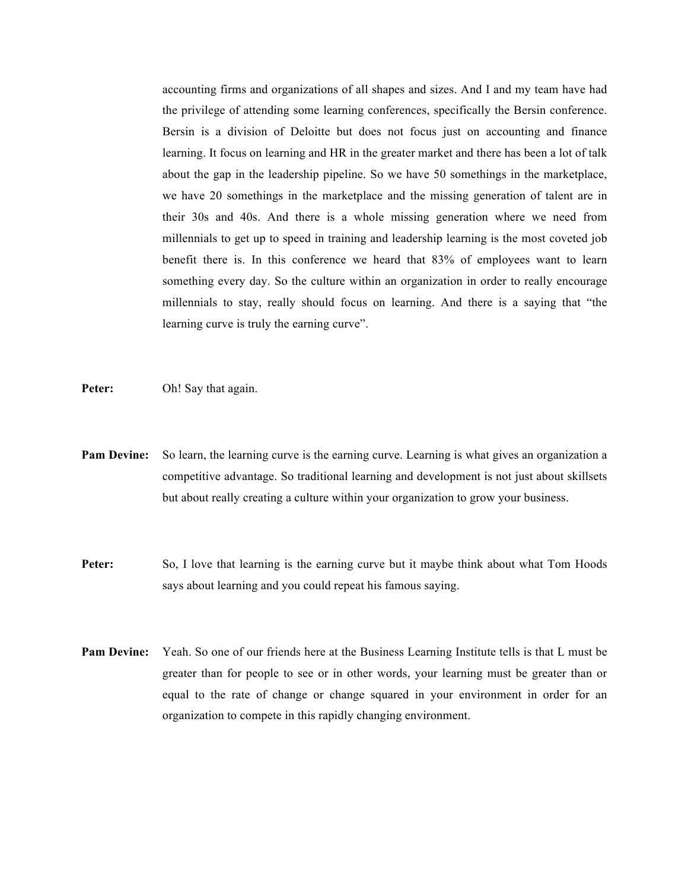accounting firms and organizations of all shapes and sizes. And I and my team have had the privilege of attending some learning conferences, specifically the Bersin conference. Bersin is a division of Deloitte but does not focus just on accounting and finance learning. It focus on learning and HR in the greater market and there has been a lot of talk about the gap in the leadership pipeline. So we have 50 somethings in the marketplace, we have 20 somethings in the marketplace and the missing generation of talent are in their 30s and 40s. And there is a whole missing generation where we need from millennials to get up to speed in training and leadership learning is the most coveted job benefit there is. In this conference we heard that 83% of employees want to learn something every day. So the culture within an organization in order to really encourage millennials to stay, really should focus on learning. And there is a saying that "the learning curve is truly the earning curve".

**Peter:** Oh! Say that again.

**Pam Devine:** So learn, the learning curve is the earning curve. Learning is what gives an organization a competitive advantage. So traditional learning and development is not just about skillsets but about really creating a culture within your organization to grow your business.

**Peter:** So, I love that learning is the earning curve but it maybe think about what Tom Hoods says about learning and you could repeat his famous saying.

**Pam Devine:** Yeah. So one of our friends here at the Business Learning Institute tells is that L must be greater than for people to see or in other words, your learning must be greater than or equal to the rate of change or change squared in your environment in order for an organization to compete in this rapidly changing environment.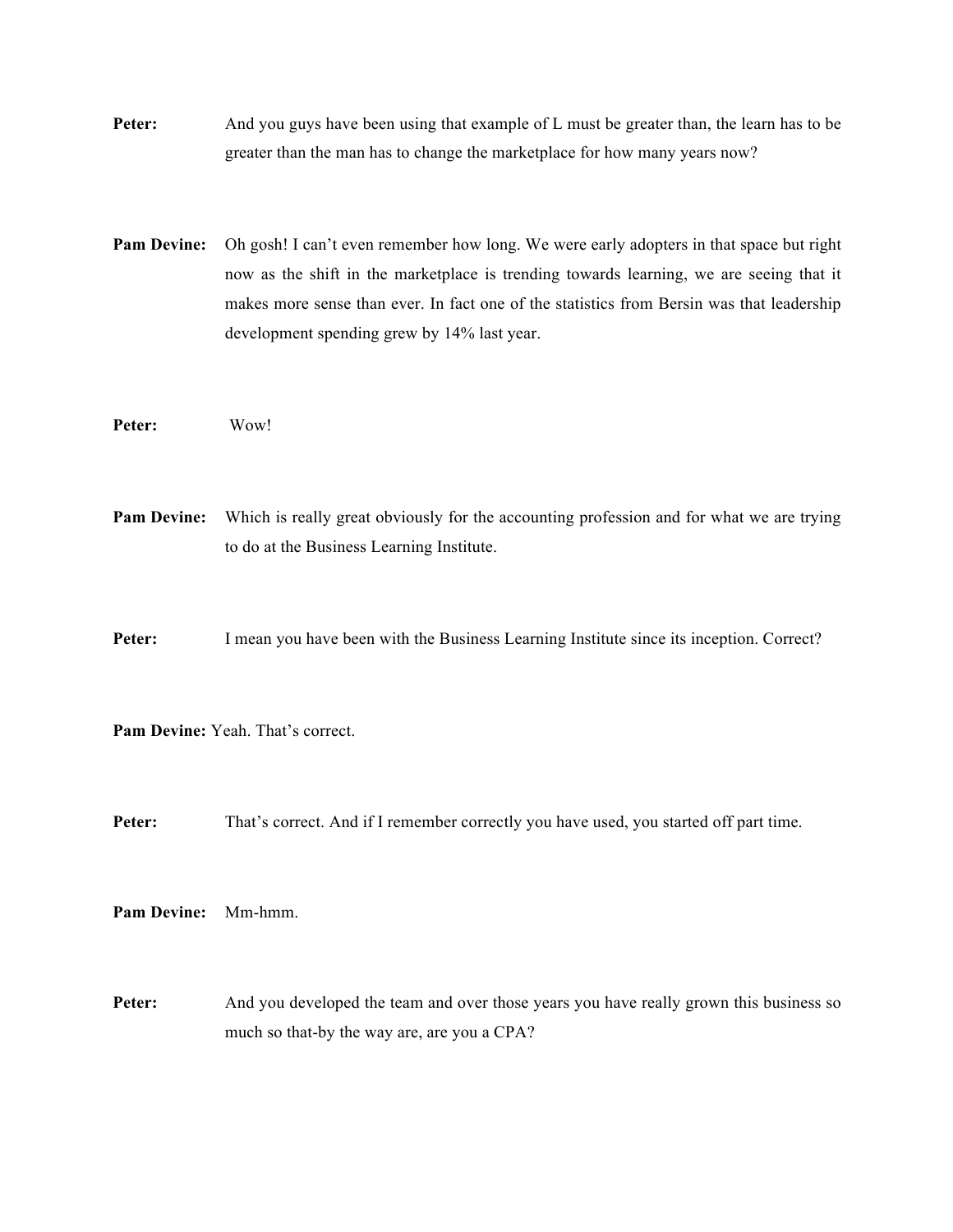**Peter:** And you guys have been using that example of L must be greater than, the learn has to be greater than the man has to change the marketplace for how many years now?

**Pam Devine:** Oh gosh! I can't even remember how long. We were early adopters in that space but right now as the shift in the marketplace is trending towards learning, we are seeing that it makes more sense than ever. In fact one of the statistics from Bersin was that leadership development spending grew by 14% last year.

**Peter:** Wow!

**Pam Devine:** Which is really great obviously for the accounting profession and for what we are trying to do at the Business Learning Institute.

**Peter:** I mean you have been with the Business Learning Institute since its inception. Correct?

**Pam Devine:** Yeah. That's correct.

**Peter:** That's correct. And if I remember correctly you have used, you started off part time.

**Pam Devine:** Mm-hmm.

**Peter:** And you developed the team and over those years you have really grown this business so much so that-by the way are, are you a CPA?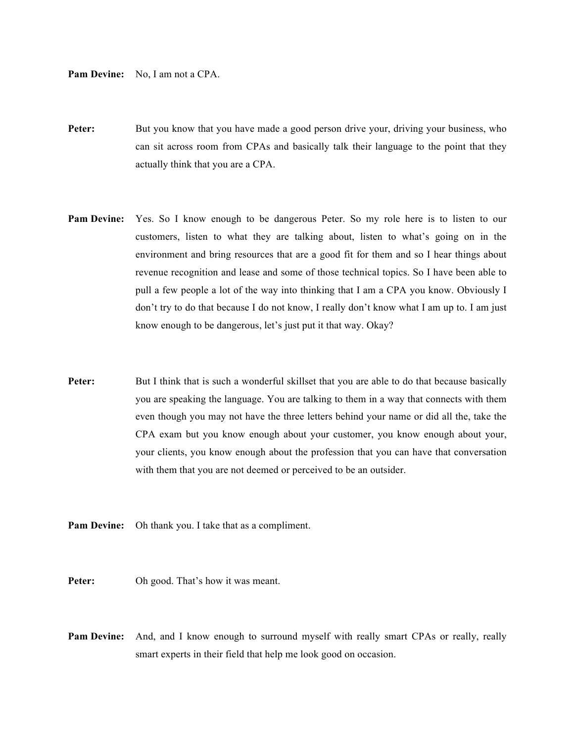**Pam Devine:** No, I am not a CPA.

**Peter:** But you know that you have made a good person drive your, driving your business, who can sit across room from CPAs and basically talk their language to the point that they actually think that you are a CPA.

**Pam Devine:** Yes. So I know enough to be dangerous Peter. So my role here is to listen to our customers, listen to what they are talking about, listen to what's going on in the environment and bring resources that are a good fit for them and so I hear things about revenue recognition and lease and some of those technical topics. So I have been able to pull a few people a lot of the way into thinking that I am a CPA you know. Obviously I don't try to do that because I do not know, I really don't know what I am up to. I am just know enough to be dangerous, let's just put it that way. Okay?

**Peter:** But I think that is such a wonderful skillset that you are able to do that because basically you are speaking the language. You are talking to them in a way that connects with them even though you may not have the three letters behind your name or did all the, take the CPA exam but you know enough about your customer, you know enough about your, your clients, you know enough about the profession that you can have that conversation with them that you are not deemed or perceived to be an outsider.

**Pam Devine:** Oh thank you. I take that as a compliment.

**Peter:** Oh good. That's how it was meant.

**Pam Devine:** And, and I know enough to surround myself with really smart CPAs or really, really smart experts in their field that help me look good on occasion.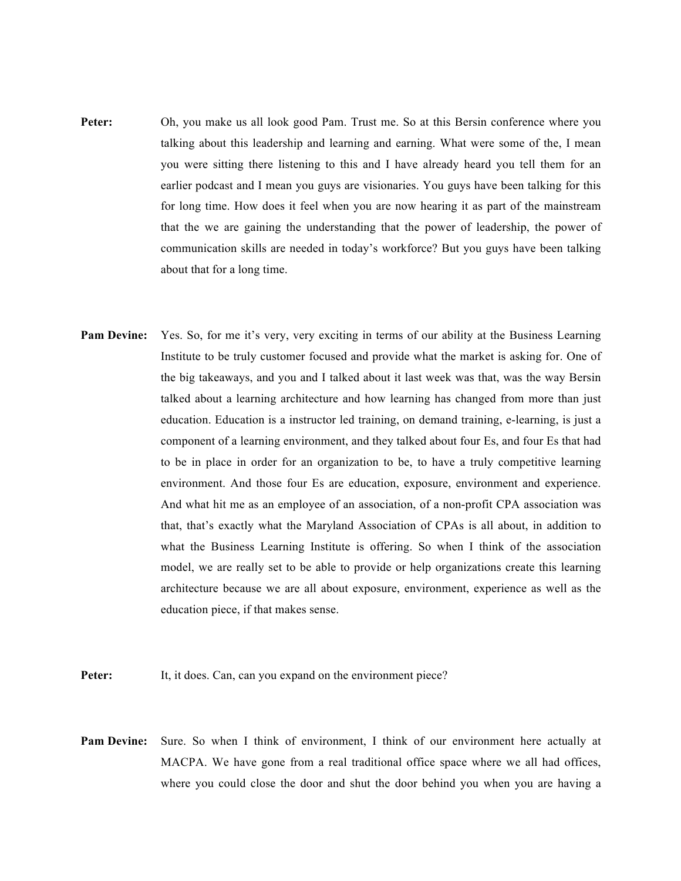**Peter:** Oh, you make us all look good Pam. Trust me. So at this Bersin conference where you talking about this leadership and learning and earning. What were some of the, I mean you were sitting there listening to this and I have already heard you tell them for an earlier podcast and I mean you guys are visionaries. You guys have been talking for this for long time. How does it feel when you are now hearing it as part of the mainstream that the we are gaining the understanding that the power of leadership, the power of communication skills are needed in today's workforce? But you guys have been talking about that for a long time.

**Pam Devine:** Yes. So, for me it's very, very exciting in terms of our ability at the Business Learning Institute to be truly customer focused and provide what the market is asking for. One of the big takeaways, and you and I talked about it last week was that, was the way Bersin talked about a learning architecture and how learning has changed from more than just education. Education is a instructor led training, on demand training, e-learning, is just a component of a learning environment, and they talked about four Es, and four Es that had to be in place in order for an organization to be, to have a truly competitive learning environment. And those four Es are education, exposure, environment and experience. And what hit me as an employee of an association, of a non-profit CPA association was that, that's exactly what the Maryland Association of CPAs is all about, in addition to what the Business Learning Institute is offering. So when I think of the association model, we are really set to be able to provide or help organizations create this learning architecture because we are all about exposure, environment, experience as well as the education piece, if that makes sense.

**Peter:** It, it does. Can, can you expand on the environment piece?

**Pam Devine:** Sure. So when I think of environment, I think of our environment here actually at MACPA. We have gone from a real traditional office space where we all had offices, where you could close the door and shut the door behind you when you are having a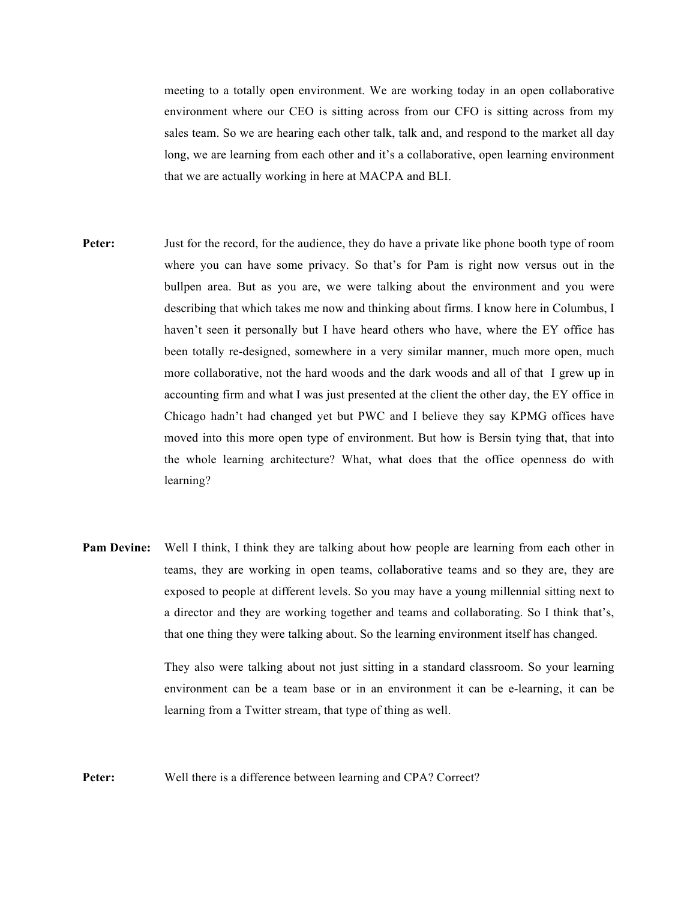meeting to a totally open environment. We are working today in an open collaborative environment where our CEO is sitting across from our CFO is sitting across from my sales team. So we are hearing each other talk, talk and, and respond to the market all day long, we are learning from each other and it's a collaborative, open learning environment that we are actually working in here at MACPA and BLI.

**Peter:** Just for the record, for the audience, they do have a private like phone booth type of room where you can have some privacy. So that's for Pam is right now versus out in the bullpen area. But as you are, we were talking about the environment and you were describing that which takes me now and thinking about firms. I know here in Columbus, I haven't seen it personally but I have heard others who have, where the EY office has been totally re-designed, somewhere in a very similar manner, much more open, much more collaborative, not the hard woods and the dark woods and all of that I grew up in accounting firm and what I was just presented at the client the other day, the EY office in Chicago hadn't had changed yet but PWC and I believe they say KPMG offices have moved into this more open type of environment. But how is Bersin tying that, that into the whole learning architecture? What, what does that the office openness do with learning?

**Pam Devine:** Well I think, I think they are talking about how people are learning from each other in teams, they are working in open teams, collaborative teams and so they are, they are exposed to people at different levels. So you may have a young millennial sitting next to a director and they are working together and teams and collaborating. So I think that's, that one thing they were talking about. So the learning environment itself has changed.

They also were talking about not just sitting in a standard classroom. So your learning environment can be a team base or in an environment it can be e-learning, it can be learning from a Twitter stream, that type of thing as well.

**Peter:** Well there is a difference between learning and CPA? Correct?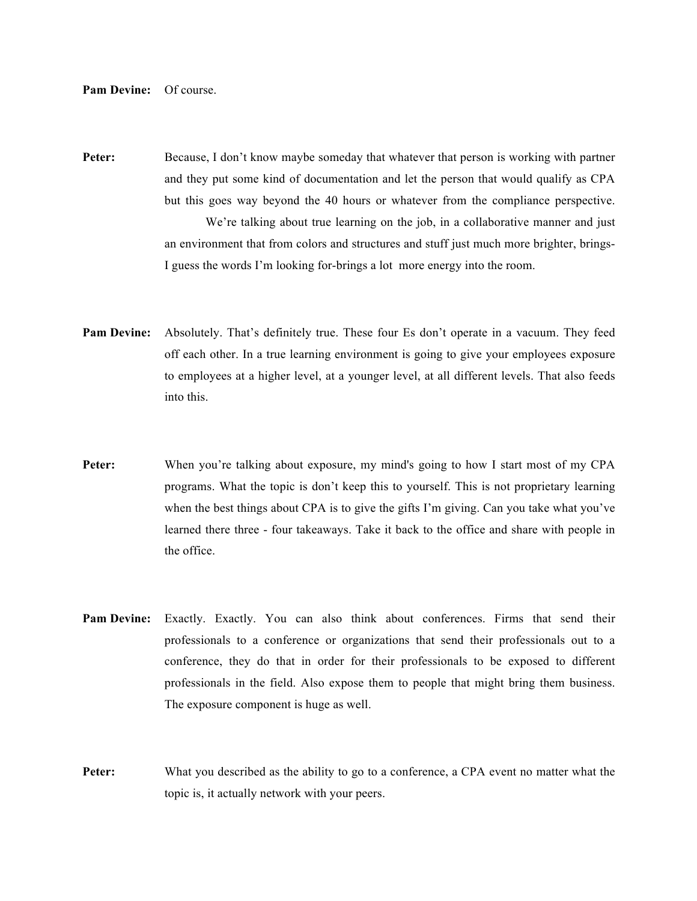**Pam Devine:** Of course.

**Peter:** Because, I don't know maybe someday that whatever that person is working with partner and they put some kind of documentation and let the person that would qualify as CPA but this goes way beyond the 40 hours or whatever from the compliance perspective.

We're talking about true learning on the job, in a collaborative manner and just an environment that from colors and structures and stuff just much more brighter, brings- I guess the words I'm looking for-brings a lot more energy into the room.

**Pam Devine:** Absolutely. That's definitely true. These four Es don't operate in a vacuum. They feed off each other. In a true learning environment is going to give your employees exposure to employees at a higher level, at a younger level, at all different levels. That also feeds into this.

**Peter:** When you're talking about exposure, my mind's going to how I start most of my CPA programs. What the topic is don't keep this to yourself. This is not proprietary learning when the best things about CPA is to give the gifts I'm giving. Can you take what you've learned there three - four takeaways. Take it back to the office and share with people in the office.

**Pam Devine:** Exactly. Exactly. You can also think about conferences. Firms that send their professionals to a conference or organizations that send their professionals out to a conference, they do that in order for their professionals to be exposed to different professionals in the field. Also expose them to people that might bring them business. The exposure component is huge as well.

**Peter:** What you described as the ability to go to a conference, a CPA event no matter what the topic is, it actually network with your peers.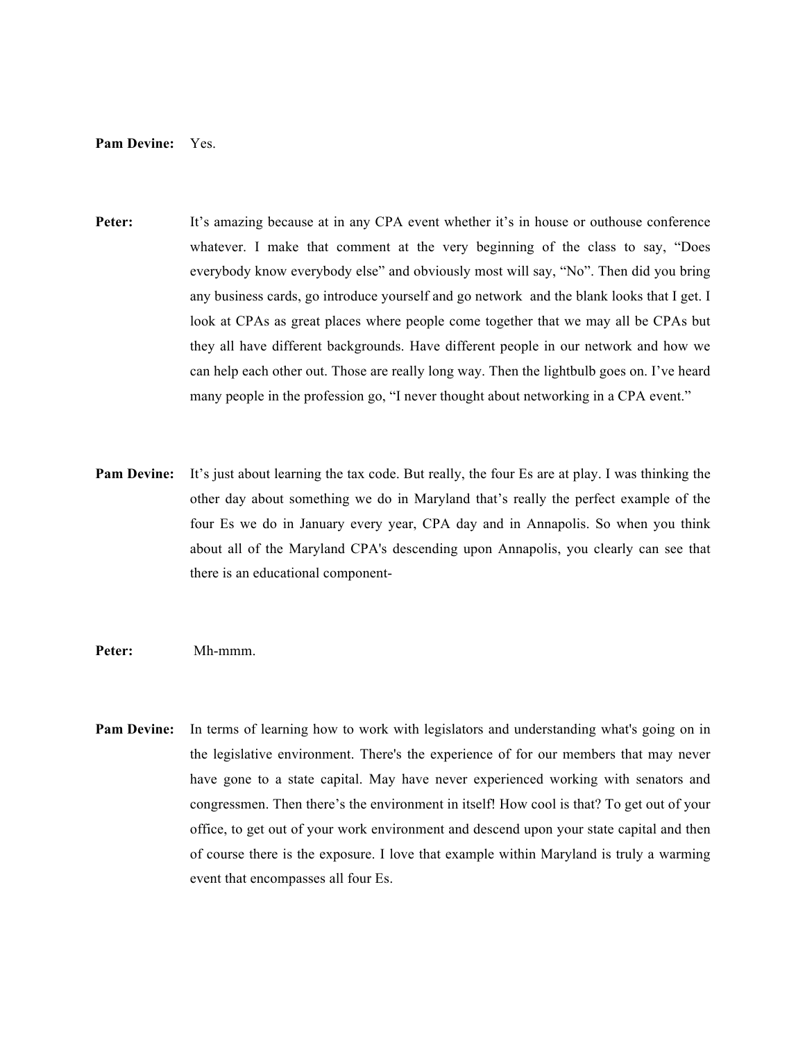**Pam Devine:** Yes.

**Peter:** It's amazing because at in any CPA event whether it's in house or outhouse conference whatever. I make that comment at the very beginning of the class to say, "Does everybody know everybody else" and obviously most will say, "No". Then did you bring any business cards, go introduce yourself and go network and the blank looks that I get. I look at CPAs as great places where people come together that we may all be CPAs but they all have different backgrounds. Have different people in our network and how we can help each other out. Those are really long way. Then the lightbulb goes on. I've heard many people in the profession go, "I never thought about networking in a CPA event."

**Pam Devine:** It's just about learning the tax code. But really, the four Es are at play. I was thinking the other day about something we do in Maryland that's really the perfect example of the four Es we do in January every year, CPA day and in Annapolis. So when you think about all of the Maryland CPA's descending upon Annapolis, you clearly can see that there is an educational component-

**Peter:** Mh-mmm.

**Pam Devine:** In terms of learning how to work with legislators and understanding what's going on in the legislative environment. There's the experience of for our members that may never have gone to a state capital. May have never experienced working with senators and congressmen. Then there's the environment in itself! How cool is that? To get out of your office, to get out of your work environment and descend upon your state capital and then of course there is the exposure. I love that example within Maryland is truly a warming event that encompasses all four Es.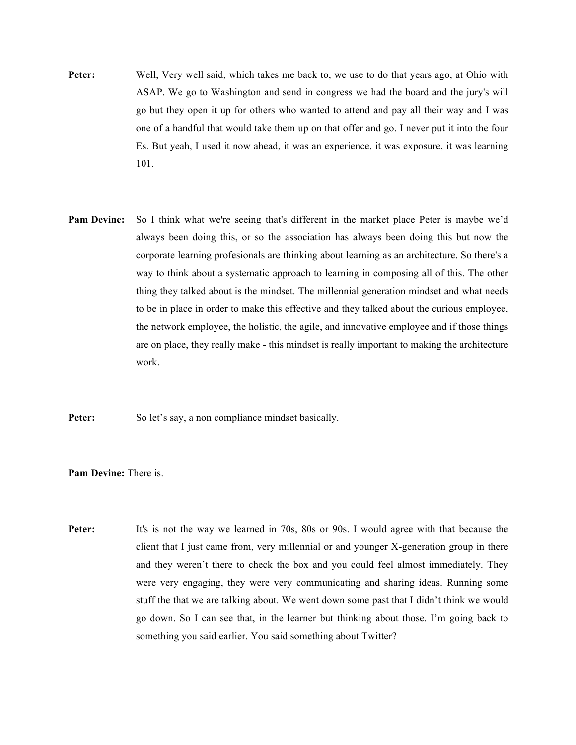**Peter:** Well, Very well said, which takes me back to, we use to do that years ago, at Ohio with ASAP. We go to Washington and send in congress we had the board and the jury's will go but they open it up for others who wanted to attend and pay all their way and I was one of a handful that would take them up on that offer and go. I never put it into the four Es. But yeah, I used it now ahead, it was an experience, it was exposure, it was learning 101.

**Pam Devine:** So I think what we're seeing that's different in the market place Peter is maybe we'd always been doing this, or so the association has always been doing this but now the corporate learning profesionals are thinking about learning as an architecture. So there's a way to think about a systematic approach to learning in composing all of this. The other thing they talked about is the mindset. The millennial generation mindset and what needs to be in place in order to make this effective and they talked about the curious employee, the network employee, the holistic, the agile, and innovative employee and if those things are on place, they really make - this mindset is really important to making the architecture work.

**Peter:** So let's say, a non compliance mindset basically.

**Pam Devine:** There is.

**Peter:** It's is not the way we learned in 70s, 80s or 90s. I would agree with that because the client that I just came from, very millennial or and younger X-generation group in there and they weren't there to check the box and you could feel almost immediately. They were very engaging, they were very communicating and sharing ideas. Running some stuff the that we are talking about. We went down some past that I didn't think we would go down. So I can see that, in the learner but thinking about those. I'm going back to something you said earlier. You said something about Twitter?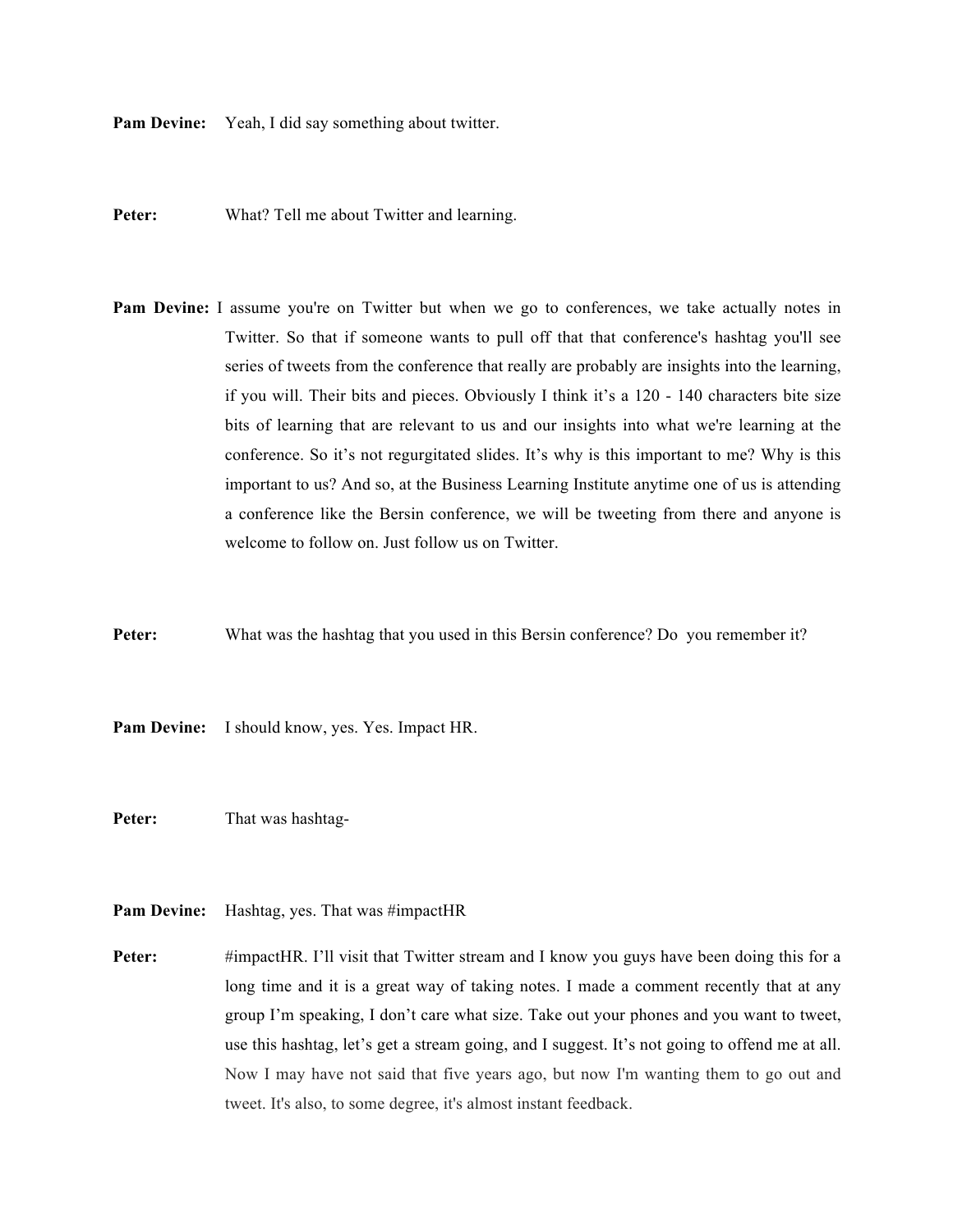**Pam Devine:** Yeah, I did say something about twitter.

**Peter:** What? Tell me about Twitter and learning.

**Pam Devine:** I assume you're on Twitter but when we go to conferences, we take actually notes in Twitter. So that if someone wants to pull off that that conference's hashtag you'll see series of tweets from the conference that really are probably are insights into the learning, if you will. Their bits and pieces. Obviously I think it's a 120 - 140 characters bite size bits of learning that are relevant to us and our insights into what we're learning at the conference. So it's not regurgitated slides. It's why is this important to me? Why is this important to us? And so, at the Business Learning Institute anytime one of us is attending a conference like the Bersin conference, we will be tweeting from there and anyone is welcome to follow on. Just follow us on Twitter.

**Peter:** What was the hashtag that you used in this Bersin conference? Do you remember it?

**Pam Devine:** I should know, yes. Yes. Impact HR.

**Peter:** That was hashtag-

**Pam Devine:** Hashtag, yes. That was #impactHR

**Peter:** #impactHR. I'll visit that Twitter stream and I know you guys have been doing this for a long time and it is a great way of taking notes. I made a comment recently that at any group I'm speaking, I don't care what size. Take out your phones and you want to tweet, use this hashtag, let's get a stream going, and I suggest. It's not going to offend me at all. Now I may have not said that five years ago, but now I'm wanting them to go out and tweet. It's also, to some degree, it's almost instant feedback.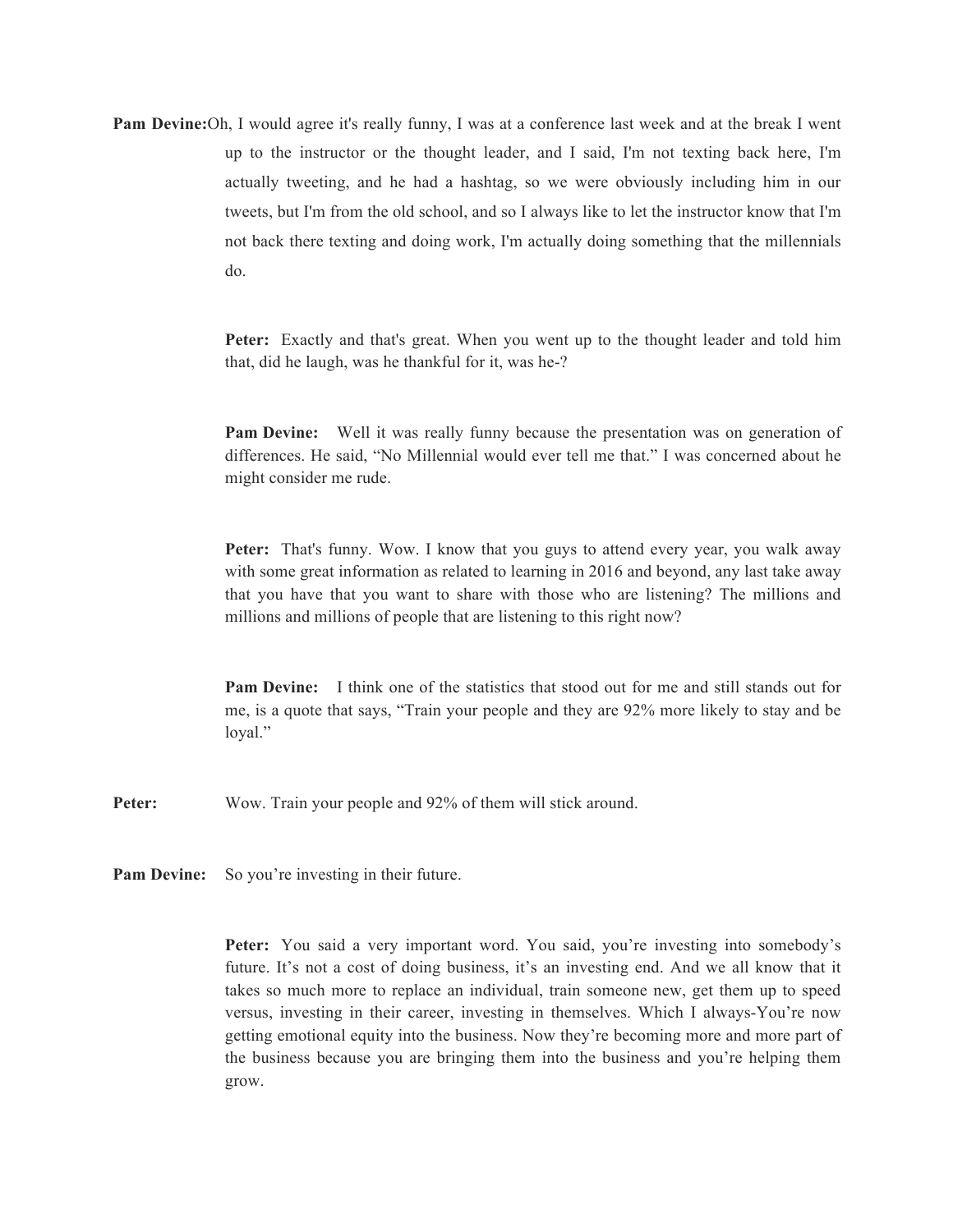**Pam Devine:** Oh, I would agree it's really funny, I was at a conference last week and at the break I went up to the instructor or the thought leader, and I said, I'm not texting back here, I'm actually tweeting, and he had a hashtag, so we were obviously including him in our tweets, but I'm from the old school, and so I always like to let the instructor know that I'm not back there texting and doing work, I'm actually doing something that the millennials do.

**Peter:** Exactly and that's great. When you went up to the thought leader and told him that, did he laugh, was he thankful for it, was he-?

**Pam Devine:** Well it was really funny because the presentation was on generation of differences. He said, "No Millennial would ever tell me that." I was concerned about he might consider me rude.

**Peter:** That's funny. Wow. I know that you guys to attend every year, you walk away with some great information as related to learning in 2016 and beyond, any last take away that you have that you want to share with those who are listening? The millions and millions and millions of people that are listening to this right now?

**Pam Devine:** I think one of the statistics that stood out for me and still stands out for me, is a quote that says, "Train your people and they are 92% more likely to stay and be loyal."

**Peter:** Wow. Train your people and 92% of them will stick around.

**Pam Devine:** So you're investing in their future.

**Peter:** You said a very important word. You said, you're investing into somebody's future. It's not a cost of doing business, it's an investing end. And we all know that it takes so much more to replace an individual, train someone new, get them up to speed versus, investing in their career, investing in themselves. Which I always-You're now getting emotional equity into the business. Now they're becoming more and more part of the business because you are bringing them into the business and you're helping them grow.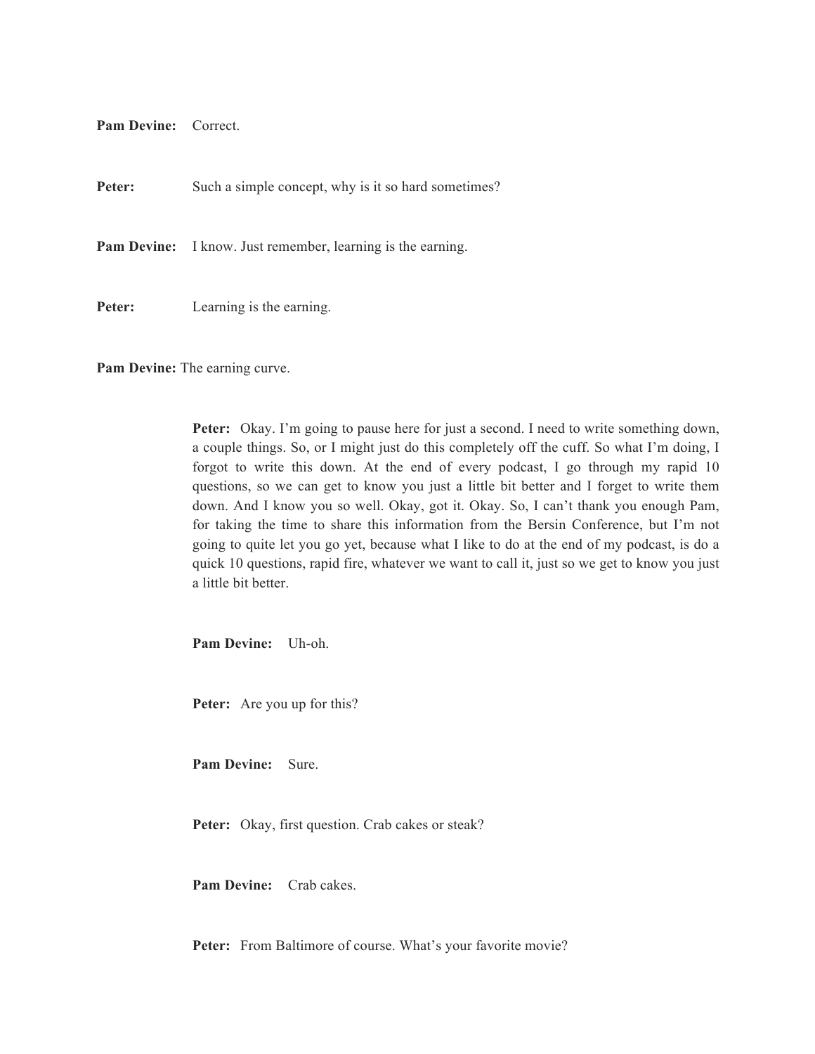**Pam Devine:** Correct.

**Peter:** Such a simple concept, why is it so hard sometimes?

**Pam Devine:** I know. Just remember, learning is the earning.

**Peter:** Learning is the earning.

**Pam Devine:** The earning curve.

**Peter:** Okay. I'm going to pause here for just a second. I need to write something down, a couple things. So, or I might just do this completely off the cuff. So what I'm doing, I forgot to write this down. At the end of every podcast, I go through my rapid 10 questions, so we can get to know you just a little bit better and I forget to write them down. And I know you so well. Okay, got it. Okay. So, I can't thank you enough Pam, for taking the time to share this information from the Bersin Conference, but I'm not going to quite let you go yet, because what I like to do at the end of my podcast, is do a quick 10 questions, rapid fire, whatever we want to call it, just so we get to know you just a little bit better.

**Pam Devine:** Uh-oh.

**Peter:** Are you up for this?

**Pam Devine:** Sure.

**Peter:** Okay, first question. Crab cakes or steak?

**Pam Devine:** Crab cakes.

**Peter:** From Baltimore of course. What's your favorite movie?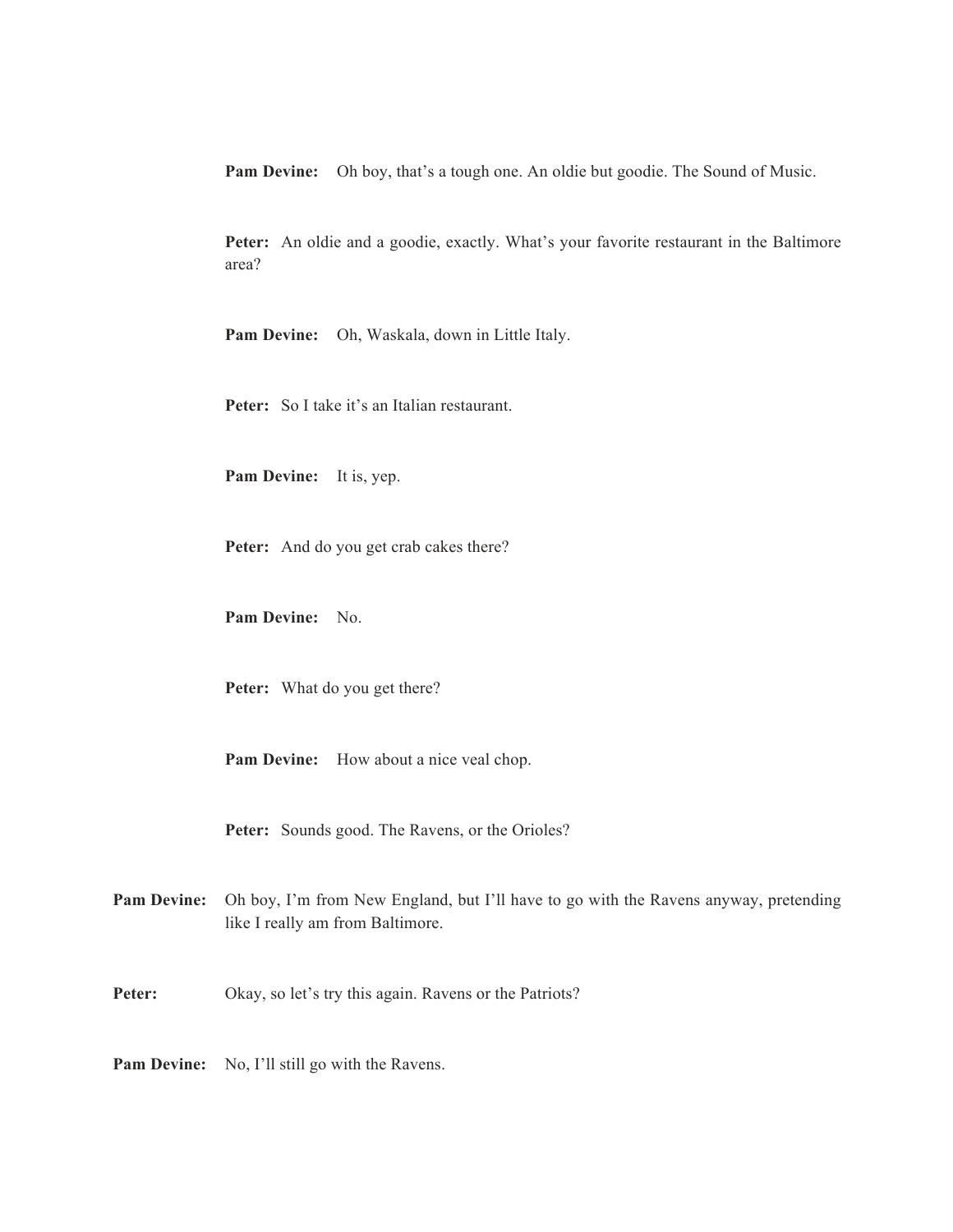**Pam Devine:** Oh boy, that's a tough one. An oldie but goodie. The Sound of Music.

**Peter:** An oldie and a goodie, exactly. What's your favorite restaurant in the Baltimore area?

**Pam Devine:** Oh, Waskala, down in Little Italy.

**Peter:** So I take it's an Italian restaurant.

**Pam Devine:** It is, yep.

**Peter:** And do you get crab cakes there?

**Pam Devine:** No.

**Peter:** What do you get there?

**Pam Devine:** How about a nice veal chop.

**Peter:** Sounds good. The Ravens, or the Orioles?

**Pam Devine:** Oh boy, I'm from New England, but I'll have to go with the Ravens anyway, pretending like I really am from Baltimore.

**Peter:** Okay, so let's try this again. Ravens or the Patriots?

**Pam Devine:** No, I'll still go with the Ravens.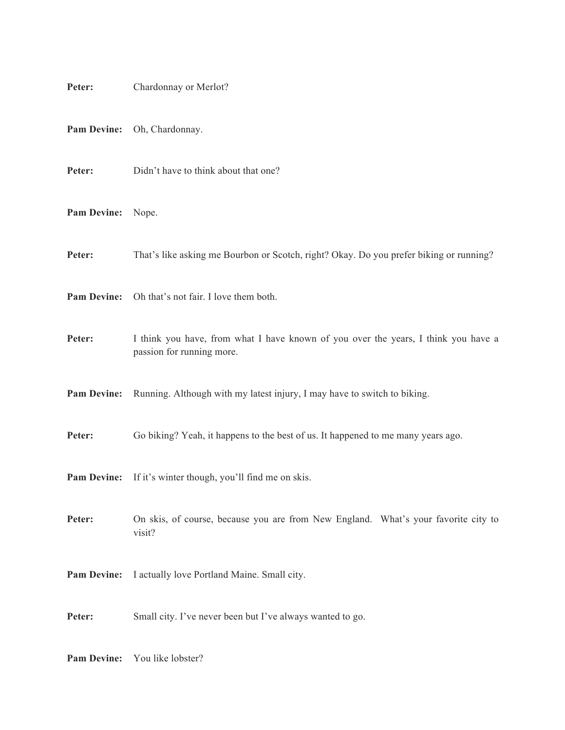**Peter:** Chardonnay or Merlot?

**Pam Devine:** Oh, Chardonnay.

**Peter:** Didn't have to think about that one?

**Pam Devine:** Nope.

**Peter:** That's like asking me Bourbon or Scotch, right? Okay. Do you prefer biking or running?

**Pam Devine:** Oh that's not fair. I love them both.

**Peter:** I think you have, from what I have known of you over the years, I think you have a passion for running more.

**Pam Devine:** Running. Although with my latest injury, I may have to switch to biking.

**Peter:** Go biking? Yeah, it happens to the best of us. It happened to me many years ago.

**Pam Devine:** If it's winter though, you'll find me on skis.

**Peter:** On skis, of course, because you are from New England. What's your favorite city to visit?

**Pam Devine:** I actually love Portland Maine. Small city.

**Peter:** Small city. I've never been but I've always wanted to go.

**Pam Devine:** You like lobster?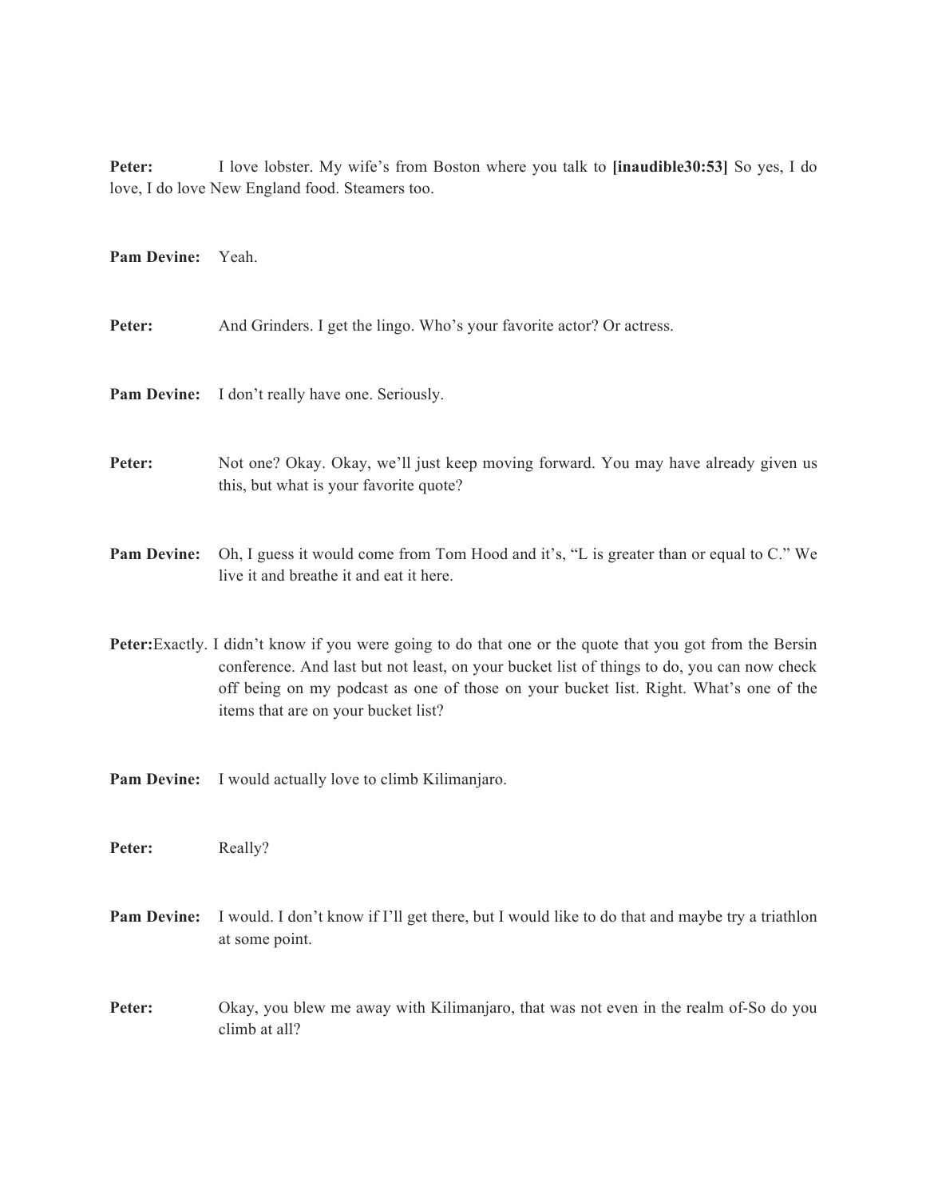**Peter:** I love lobster. My wife's from Boston where you talk to **[inaudible30:53]** So yes, I do love, I do love New England food. Steamers too.

**Pam Devine:** Yeah.

**Peter:** And Grinders. I get the lingo. Who's your favorite actor? Or actress.

**Pam Devine:** I don't really have one. Seriously.

**Peter:** Not one? Okay. Okay, we'll just keep moving forward. You may have already given us this, but what is your favorite quote?

**Pam Devine:** Oh, I guess it would come from Tom Hood and it's, "L is greater than or equal to C." We live it and breathe it and eat it here.

**Peter:** Exactly. I didn't know if you were going to do that one or the quote that you got from the Bersin conference. And last but not least, on your bucket list of things to do, you can now check off being on my podcast as one of those on your bucket list. Right. What's one of the items that are on your bucket list?

**Pam Devine:** I would actually love to climb Kilimanjaro.

**Peter:** Really?

**Pam Devine:** I would. I don't know if I'll get there, but I would like to do that and maybe try a triathlon at some point.

**Peter:** Okay, you blew me away with Kilimanjaro, that was not even in the realm of-So do you climb at all?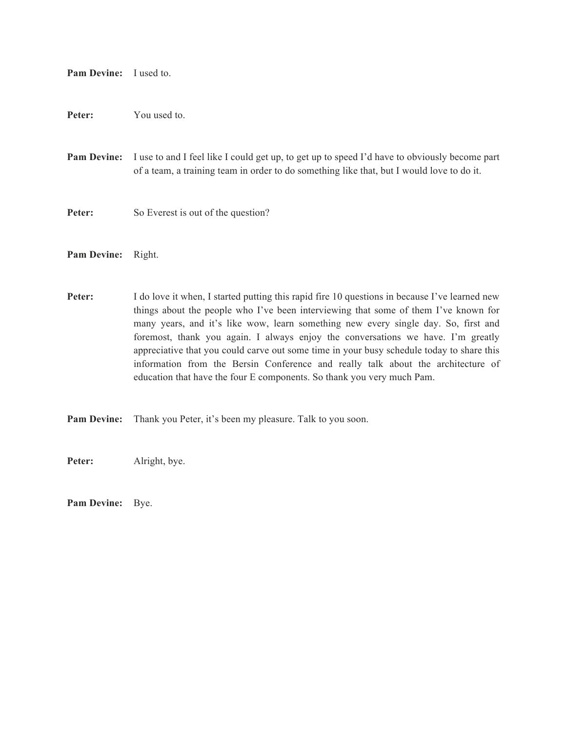**Pam Devine:** I used to.

**Peter:** You used to.

**Pam Devine:** I use to and I feel like I could get up, to get up to speed I'd have to obviously become part of a team, a training team in order to do something like that, but I would love to do it.

**Peter:** So Everest is out of the question?

**Pam Devine:** Right.

**Peter:** I do love it when, I started putting this rapid fire 10 questions in because I've learned new things about the people who I've been interviewing that some of them I've known for many years, and it's like wow, learn something new every single day. So, first and foremost, thank you again. I always enjoy the conversations we have. I'm greatly appreciative that you could carve out some time in your busy schedule today to share this information from the Bersin Conference and really talk about the architecture of education that have the four E components. So thank you very much Pam.

**Pam Devine:** Thank you Peter, it's been my pleasure. Talk to you soon.

**Peter:** Alright, bye.

**Pam Devine:** Bye.